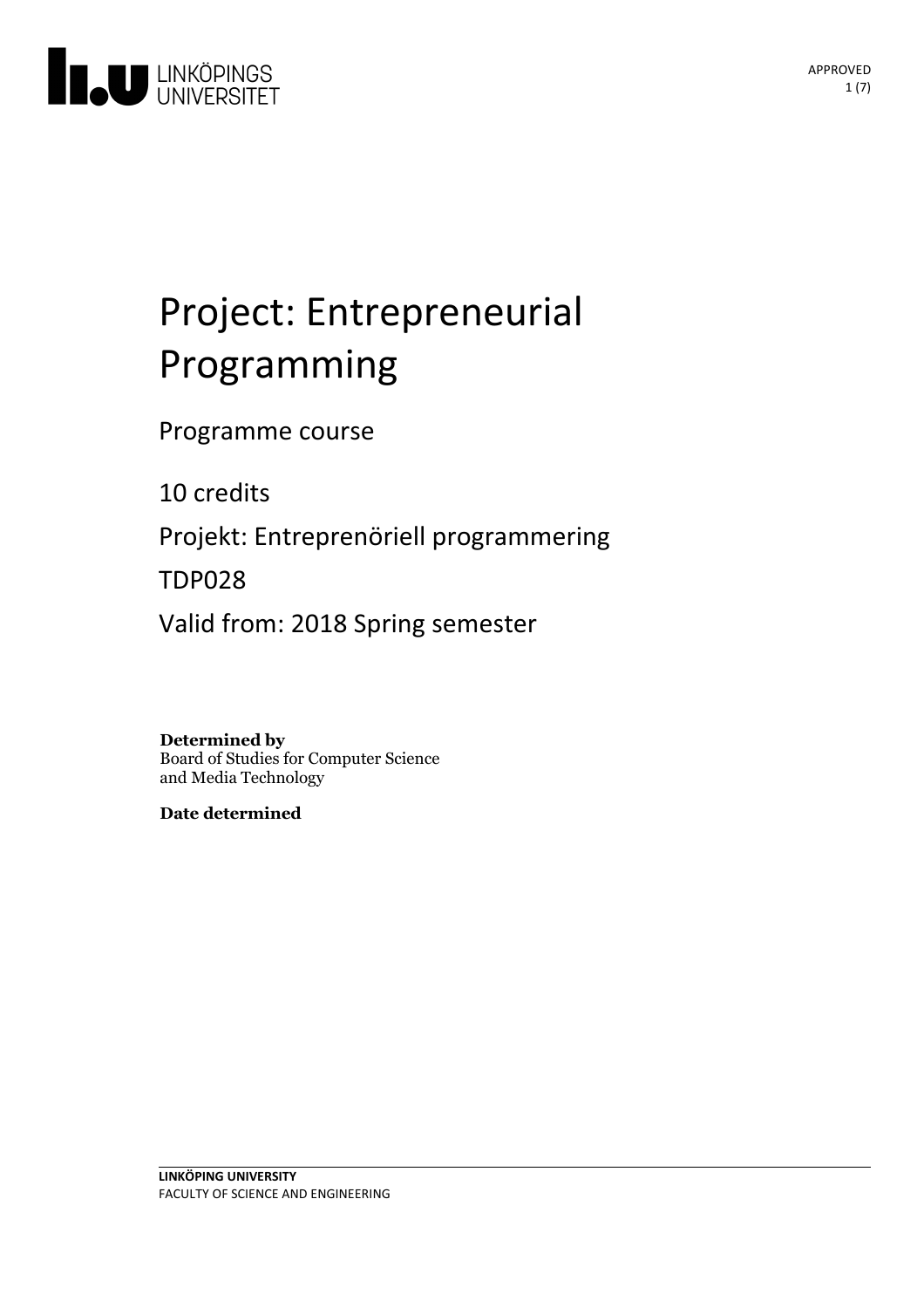# Project: Entrepreneurial Programming

Programme course

10 credits

Projekt: Entreprenöriell programmering

TDP028

Valid from: 2018 Spring semester

**Determined by**
Board of Studies for Computer Science and Media Technology

**Date determined**

**LINKÖPING UNIVERSITY**
FACULTY OF SCIENCE AND ENGINEERING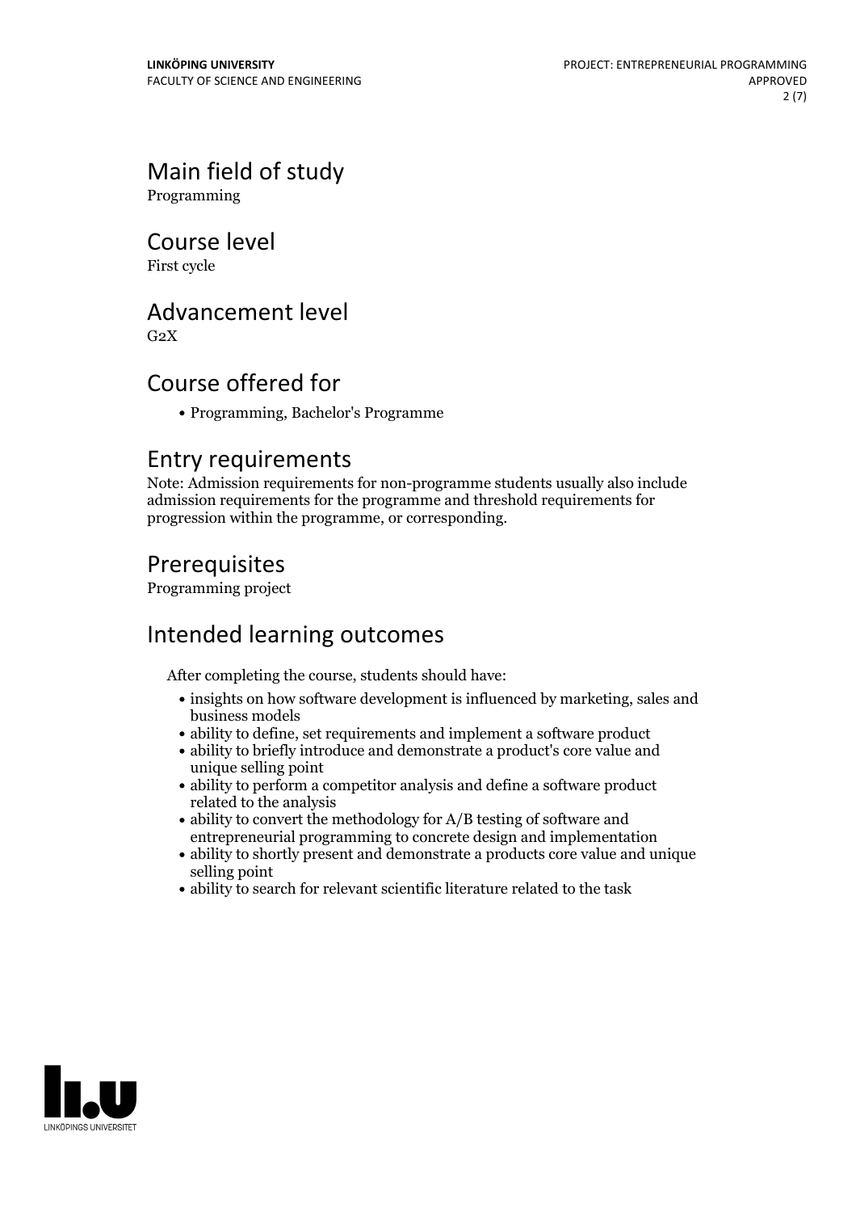## Main field of study

Programming

## Course level

First cycle

## Advancement level

G2X

## Course offered for

- Programming, Bachelor's Programme

## Entry requirements

Note: Admission requirements for non-programme students usually also include admission requirements for the programme and threshold requirements for progression within the programme, or corresponding.

## Prerequisites

Programming project

## Intended learning outcomes

After completing the course, students should have:

- insights on how software development is influenced by marketing, sales and business models
- ability to define, set requirements and implement a software product
- ability to briefly introduce and demonstrate a product's core value and unique selling point
- ability to perform a competitor analysis and define a software product related to the analysis
- ability to convert the methodology for A/B testing of software and entrepreneurial programming to concrete design and implementation
- ability to shortly present and demonstrate a products core value and unique selling point
- ability to search for relevant scientific literature related to the task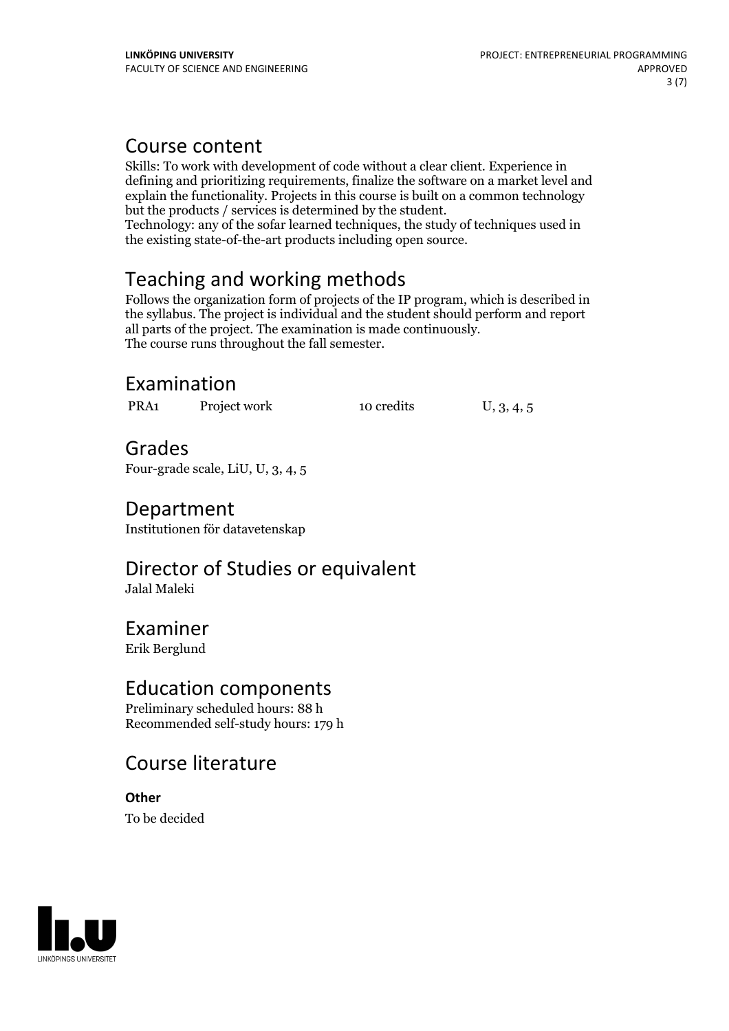## Course content

Skills: To work with development of code without a clear client. Experience in defining and prioritizing requirements, finalize the software on a market level and explain the functionality. Projects in this course is built on a common technology but the products / services is determined by the student.
Technology: any of the sofar learned techniques, the study of techniques used in the existing state-of-the-art products including open source.

## Teaching and working methods

Follows the organization form of projects of the IP program, which is described in the syllabus. The project is individual and the student should perform and report all parts of the project. The examination is made continuously.
The course runs throughout the fall semester.

## Examination

| PRA1 | Project work | 10 credits | U, 3, 4, 5 |
|---|---|---|---|

## Grades

Four-grade scale, LiU, U, 3, 4, 5

## Department

Institutionen för datavetenskap

## Director of Studies or equivalent

Jalal Maleki

## Examiner

Erik Berglund

## Education components

Preliminary scheduled hours: 88 h
Recommended self-study hours: 179 h

## Course literature

**Other**

To be decided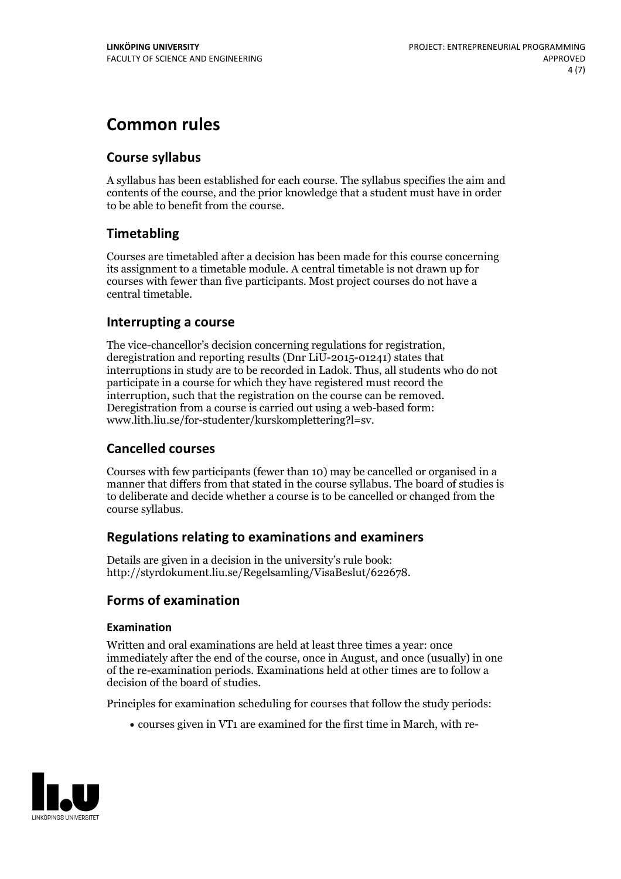# Common rules

## Course syllabus

A syllabus has been established for each course. The syllabus specifies the aim and contents of the course, and the prior knowledge that a student must have in order to be able to benefit from the course.

## Timetabling

Courses are timetabled after a decision has been made for this course concerning its assignment to a timetable module. A central timetable is not drawn up for courses with fewer than five participants. Most project courses do not have a central timetable.

## Interrupting a course

The vice-chancellor's decision concerning regulations for registration, deregistration and reporting results (Dnr LiU-2015-01241) states that interruptions in study are to be recorded in Ladok. Thus, all students who do not participate in a course for which they have registered must record the interruption, such that the registration on the course can be removed. Deregistration from a course is carried out using a web-based form: www.lith.liu.se/for-studenter/kurskomplettering?l=sv.

## Cancelled courses

Courses with few participants (fewer than 10) may be cancelled or organised in a manner that differs from that stated in the course syllabus. The board of studies is to deliberate and decide whether a course is to be cancelled or changed from the course syllabus.

## Regulations relating to examinations and examiners

Details are given in a decision in the university's rule book: http://styrdokument.liu.se/Regelsamling/VisaBeslut/622678.

## Forms of examination

### Examination

Written and oral examinations are held at least three times a year: once immediately after the end of the course, once in August, and once (usually) in one of the re-examination periods. Examinations held at other times are to follow a decision of the board of studies.

Principles for examination scheduling for courses that follow the study periods:

- courses given in VT1 are examined for the first time in March, with re-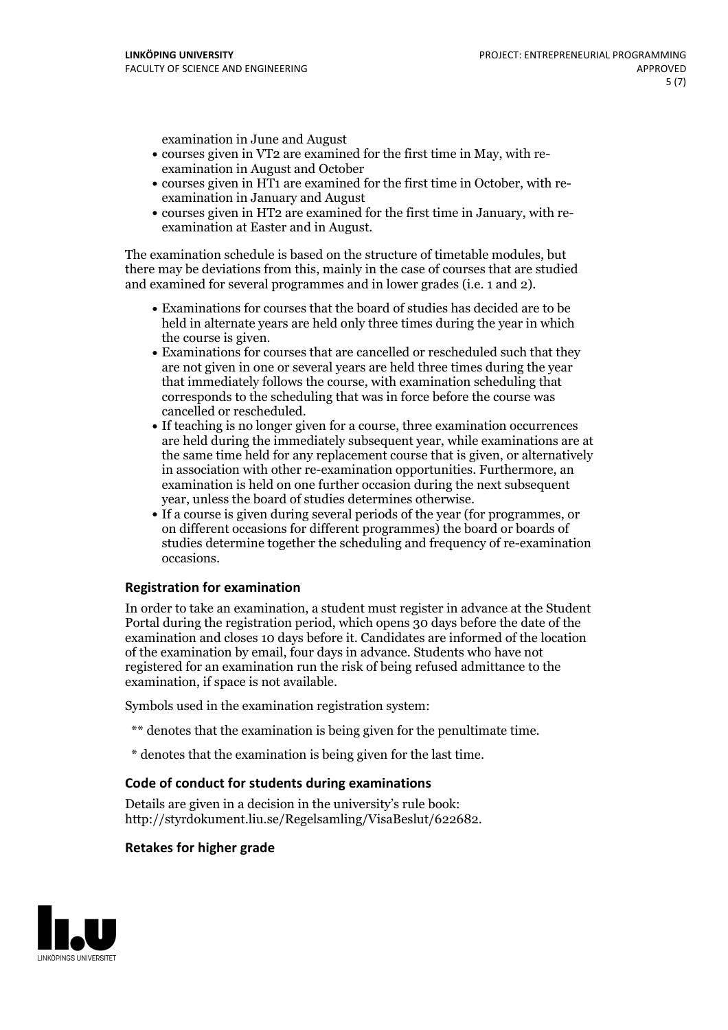examination in June and August

- courses given in VT2 are examined for the first time in May, with re-examination in August and October
- courses given in HT1 are examined for the first time in October, with re-examination in January and August
- courses given in HT2 are examined for the first time in January, with re-examination at Easter and in August.

The examination schedule is based on the structure of timetable modules, but there may be deviations from this, mainly in the case of courses that are studied and examined for several programmes and in lower grades (i.e. 1 and 2).

- Examinations for courses that the board of studies has decided are to be held in alternate years are held only three times during the year in which the course is given.
- Examinations for courses that are cancelled or rescheduled such that they are not given in one or several years are held three times during the year that immediately follows the course, with examination scheduling that corresponds to the scheduling that was in force before the course was cancelled or rescheduled.
- If teaching is no longer given for a course, three examination occurrences are held during the immediately subsequent year, while examinations are at the same time held for any replacement course that is given, or alternatively in association with other re-examination opportunities. Furthermore, an examination is held on one further occasion during the next subsequent year, unless the board of studies determines otherwise.
- If a course is given during several periods of the year (for programmes, or on different occasions for different programmes) the board or boards of studies determine together the scheduling and frequency of re-examination occasions.

### Registration for examination

In order to take an examination, a student must register in advance at the Student Portal during the registration period, which opens 30 days before the date of the examination and closes 10 days before it. Candidates are informed of the location of the examination by email, four days in advance. Students who have not registered for an examination run the risk of being refused admittance to the examination, if space is not available.

Symbols used in the examination registration system:

** denotes that the examination is being given for the penultimate time.

* denotes that the examination is being given for the last time.

### Code of conduct for students during examinations

Details are given in a decision in the university's rule book: http://styrdokument.liu.se/Regelsamling/VisaBeslut/622682.

### Retakes for higher grade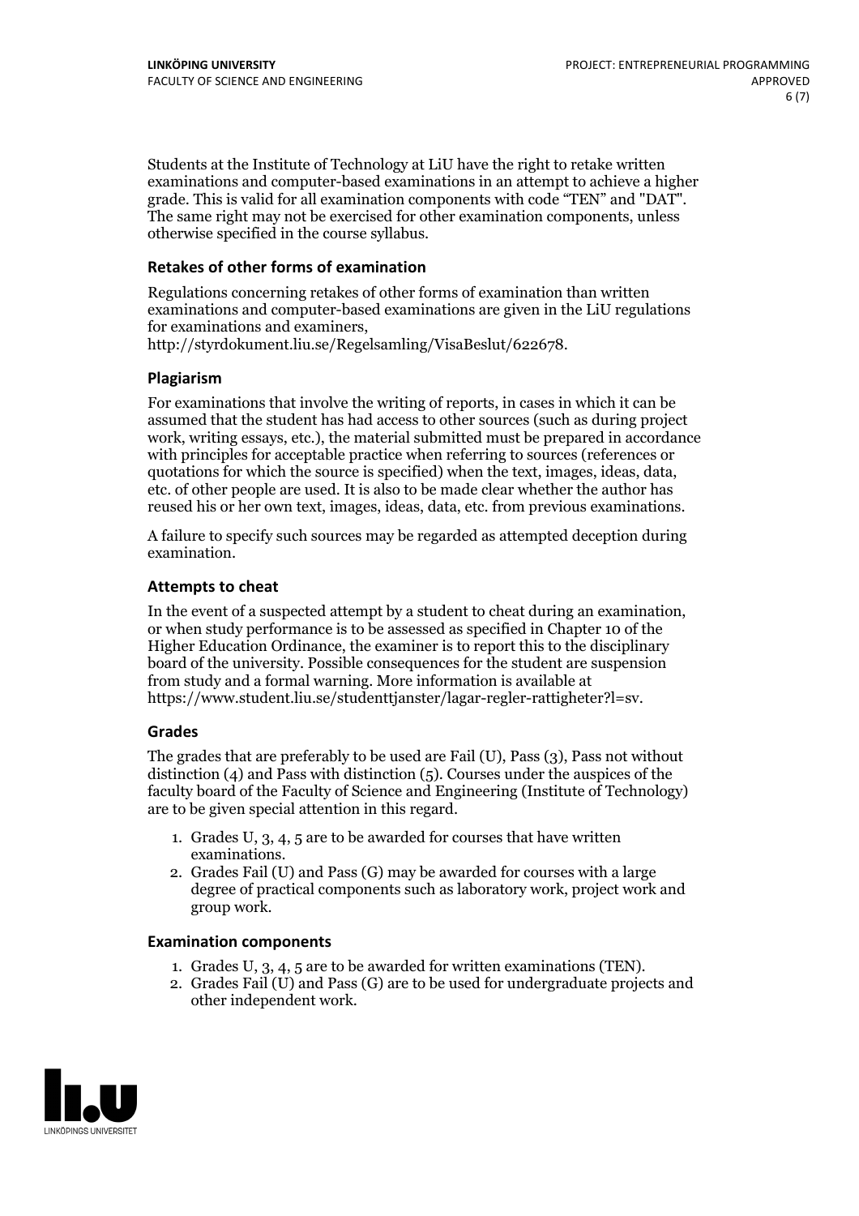Students at the Institute of Technology at LiU have the right to retake written examinations and computer-based examinations in an attempt to achieve a higher grade. This is valid for all examination components with code "TEN" and "DAT". The same right may not be exercised for other examination components, unless otherwise specified in the course syllabus.

### Retakes of other forms of examination

Regulations concerning retakes of other forms of examination than written examinations and computer-based examinations are given in the LiU regulations for examinations and examiners, http://styrdokument.liu.se/Regelsamling/VisaBeslut/622678.

### Plagiarism

For examinations that involve the writing of reports, in cases in which it can be assumed that the student has had access to other sources (such as during project work, writing essays, etc.), the material submitted must be prepared in accordance with principles for acceptable practice when referring to sources (references or quotations for which the source is specified) when the text, images, ideas, data, etc. of other people are used. It is also to be made clear whether the author has reused his or her own text, images, ideas, data, etc. from previous examinations.

A failure to specify such sources may be regarded as attempted deception during examination.

### Attempts to cheat

In the event of a suspected attempt by a student to cheat during an examination, or when study performance is to be assessed as specified in Chapter 10 of the Higher Education Ordinance, the examiner is to report this to the disciplinary board of the university. Possible consequences for the student are suspension from study and a formal warning. More information is available at https://www.student.liu.se/studenttjanster/lagar-regler-rattigheter?l=sv.

### Grades

The grades that are preferably to be used are Fail (U), Pass (3), Pass not without distinction (4) and Pass with distinction (5). Courses under the auspices of the faculty board of the Faculty of Science and Engineering (Institute of Technology) are to be given special attention in this regard.

1. Grades U, 3, 4, 5 are to be awarded for courses that have written examinations.
2. Grades Fail (U) and Pass (G) may be awarded for courses with a large degree of practical components such as laboratory work, project work and group work.

### Examination components

1. Grades U, 3, 4, 5 are to be awarded for written examinations (TEN).
2. Grades Fail (U) and Pass (G) are to be used for undergraduate projects and other independent work.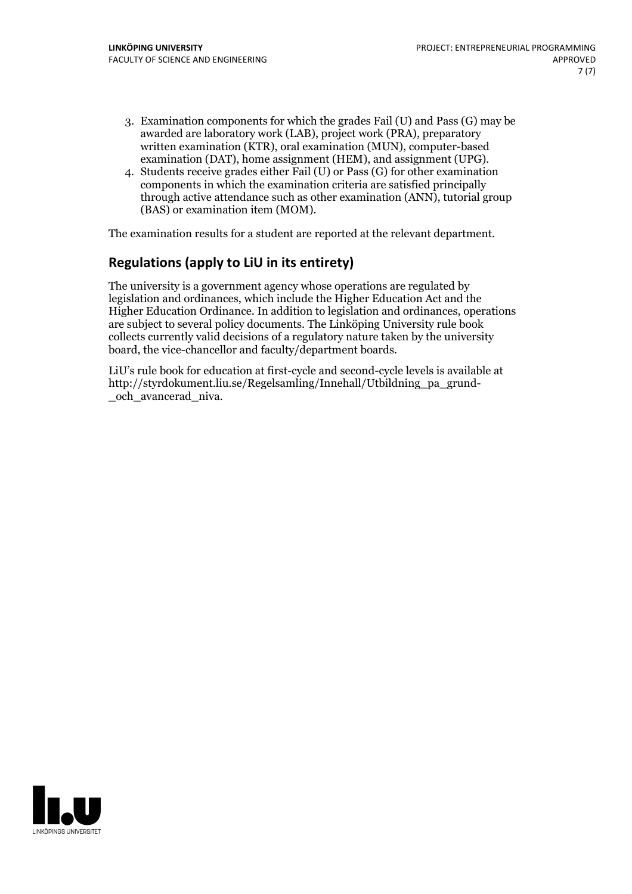3. Examination components for which the grades Fail (U) and Pass (G) may be awarded are laboratory work (LAB), project work (PRA), preparatory written examination (KTR), oral examination (MUN), computer-based examination (DAT), home assignment (HEM), and assignment (UPG).
4. Students receive grades either Fail (U) or Pass (G) for other examination components in which the examination criteria are satisfied principally through active attendance such as other examination (ANN), tutorial group (BAS) or examination item (MOM).

The examination results for a student are reported at the relevant department.

## Regulations (apply to LiU in its entirety)

The university is a government agency whose operations are regulated by legislation and ordinances, which include the Higher Education Act and the Higher Education Ordinance. In addition to legislation and ordinances, operations are subject to several policy documents. The Linköping University rule book collects currently valid decisions of a regulatory nature taken by the university board, the vice-chancellor and faculty/department boards.

LiU's rule book for education at first-cycle and second-cycle levels is available at http://styrdokument.liu.se/Regelsamling/Innehall/Utbildning_pa_grund-_och_avancerad_niva.